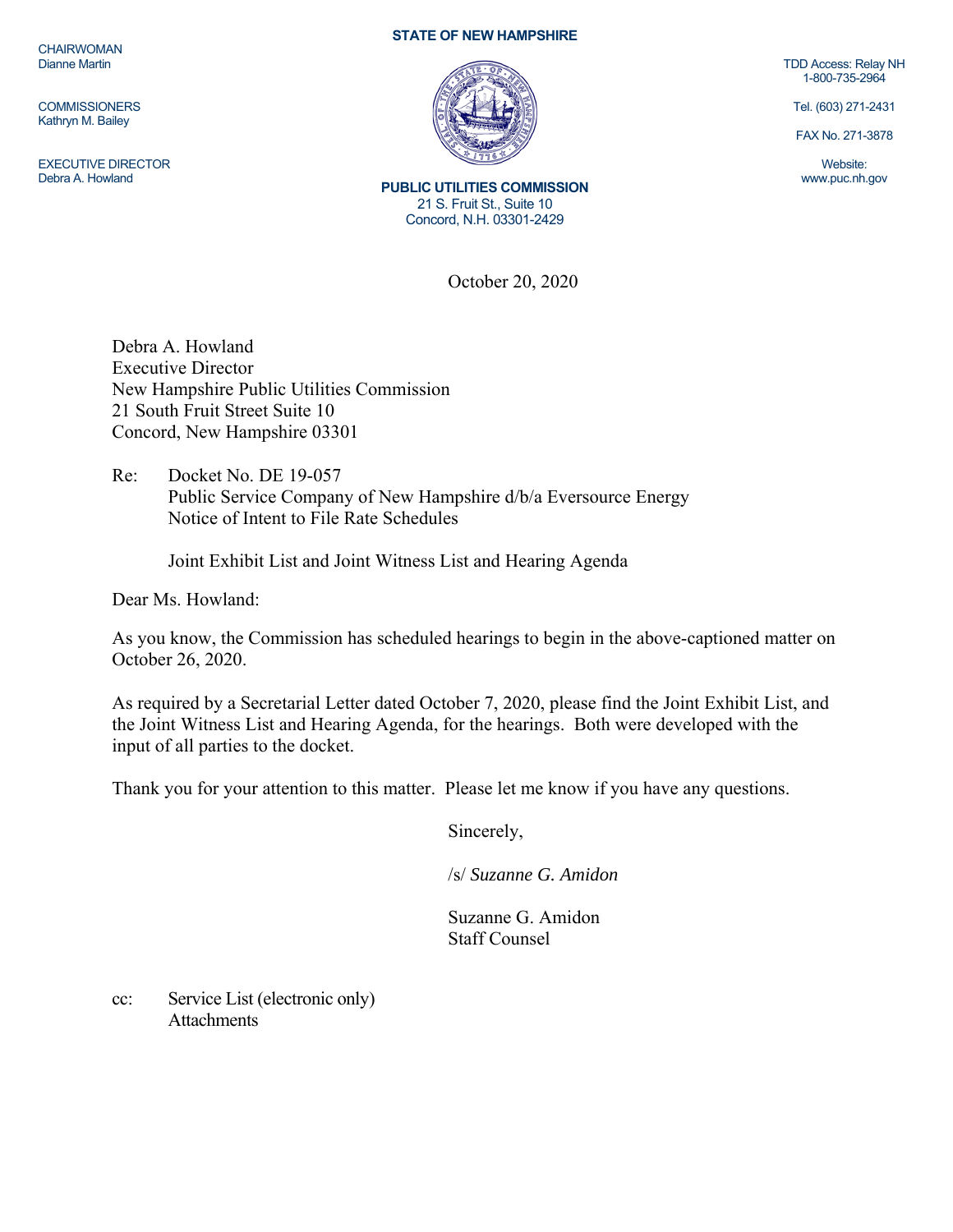CHAIRWOMAN
Dianne Martin

COMMISSIONERS
Kathryn M. Bailey

EXECUTIVE DIRECTOR
Debra A. Howland

**STATE OF NEW HAMPSHIRE**

**PUBLIC UTILITIES COMMISSION**
21 S. Fruit St., Suite 10
Concord, N.H. 03301-2429

TDD Access: Relay NH
1-800-735-2964

Tel. (603) 271-2431

FAX No. 271-3878

Website:
www.puc.nh.gov

October 20, 2020

Debra A. Howland
Executive Director
New Hampshire Public Utilities Commission
21 South Fruit Street Suite 10
Concord, New Hampshire 03301

Re: Docket No. DE 19-057
Public Service Company of New Hampshire d/b/a Eversource Energy
Notice of Intent to File Rate Schedules

Joint Exhibit List and Joint Witness List and Hearing Agenda

Dear Ms. Howland:

As you know, the Commission has scheduled hearings to begin in the above-captioned matter on October 26, 2020.

As required by a Secretarial Letter dated October 7, 2020, please find the Joint Exhibit List, and the Joint Witness List and Hearing Agenda, for the hearings. Both were developed with the input of all parties to the docket.

Thank you for your attention to this matter. Please let me know if you have any questions.

Sincerely,

/s/ *Suzanne G. Amidon*

Suzanne G. Amidon
Staff Counsel

cc: Service List (electronic only)
Attachments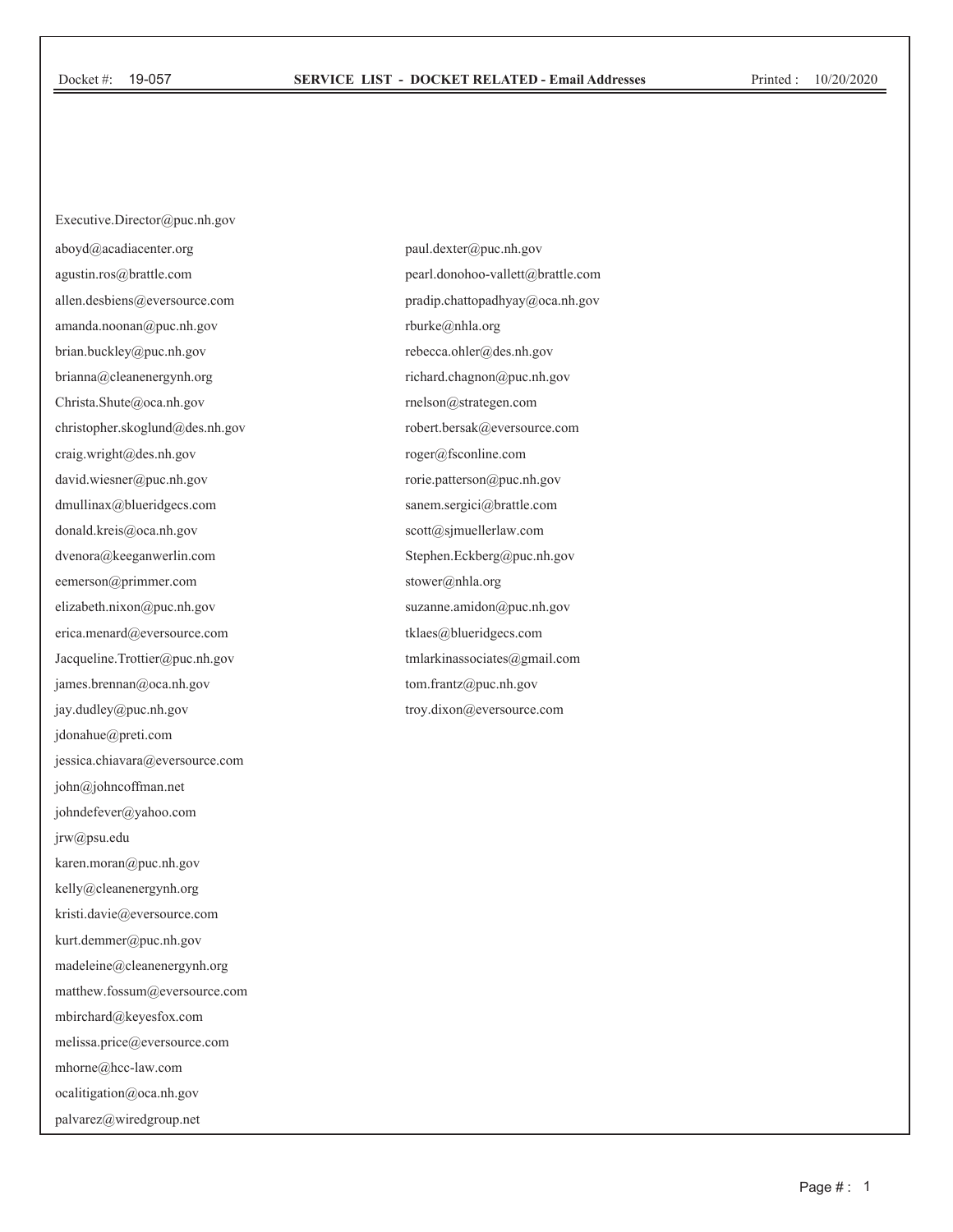Docket #: 19-057 **SERVICE LIST - DOCKET RELATED - Email Addresses** Printed : 10/20/2020

Executive.Director@puc.nh.gov

aboyd@acadiacenter.org
agustin.ros@brattle.com
allen.desbiens@eversource.com
amanda.noonan@puc.nh.gov
brian.buckley@puc.nh.gov
brianna@cleanenergynh.org
Christa.Shute@oca.nh.gov
christopher.skoglund@des.nh.gov
craig.wright@des.nh.gov
david.wiesner@puc.nh.gov
dmullinax@blueridgecs.com
donald.kreis@oca.nh.gov
dvenora@keeganwerlin.com
eemerson@primmer.com
elizabeth.nixon@puc.nh.gov
erica.menard@eversource.com
Jacqueline.Trottier@puc.nh.gov
james.brennan@oca.nh.gov
jay.dudley@puc.nh.gov
jdonahue@preti.com
jessica.chiavara@eversource.com
john@johncoffman.net
johndefever@yahoo.com
jrw@psu.edu
karen.moran@puc.nh.gov
kelly@cleanenergynh.org
kristi.davie@eversource.com
kurt.demmer@puc.nh.gov
madeleine@cleanenergynh.org
matthew.fossum@eversource.com
mbirchard@keyesfox.com
melissa.price@eversource.com
mhorne@hcc-law.com
ocalitigation@oca.nh.gov
palvarez@wiredgroup.net
paul.dexter@puc.nh.gov
pearl.donohoo-vallett@brattle.com
pradip.chattopadhyay@oca.nh.gov
rburke@nhla.org
rebecca.ohler@des.nh.gov
richard.chagnon@puc.nh.gov
rnelson@strategen.com
robert.bersak@eversource.com
roger@fsconline.com
rorie.patterson@puc.nh.gov
sanem.sergici@brattle.com
scott@sjmuellerlaw.com
Stephen.Eckberg@puc.nh.gov
stower@nhla.org
suzanne.amidon@puc.nh.gov
tklaes@blueridgecs.com
tmlarkinassociates@gmail.com
tom.frantz@puc.nh.gov
troy.dixon@eversource.com